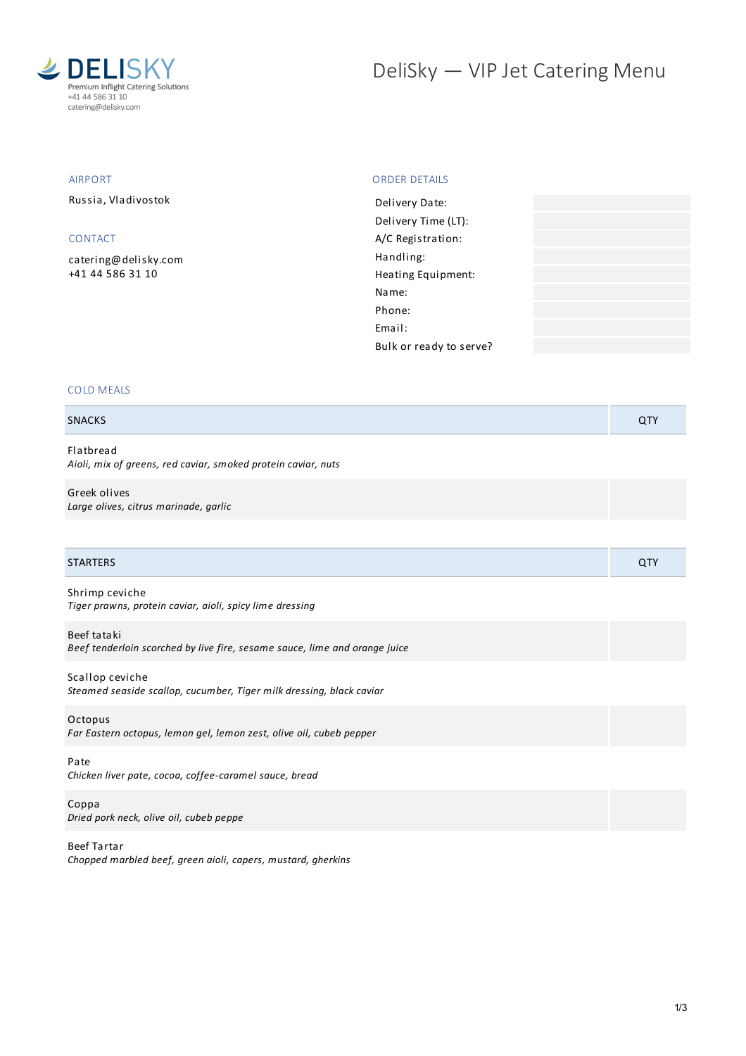**DELISKY**
Premium Inflight Catering Solutions
+41 44 586 31 10
catering@delisky.com

# DeliSky — VIP Jet Catering Menu

## AIRPORT

Russia, Vladivostok

## CONTACT

catering@delisky.com
+41 44 586 31 10

## ORDER DETAILS

| | |
|---|---|
| Delivery Date: | |
| Delivery Time (LT): | |
| A/C Registration: | |
| Handling: | |
| Heating Equipment: | |
| Name: | |
| Phone: | |
| Email: | |
| Bulk or ready to serve? | |

## COLD MEALS

| SNACKS | QTY |
|---|---|
| Flatbread<br>*Aioli, mix of greens, red caviar, smoked protein caviar, nuts* | |
| Greek olives<br>*Large olives, citrus marinade, garlic* | |

| STARTERS | QTY |
|---|---|
| Shrimp ceviche<br>*Tiger prawns, protein caviar, aioli, spicy lime dressing* | |
| Beef tataki<br>*Beef tenderloin scorched by live fire, sesame sauce, lime and orange juice* | |
| Scallop ceviche<br>*Steamed seaside scallop, cucumber, Tiger milk dressing, black caviar* | |
| Octopus<br>*Far Eastern octopus, lemon gel, lemon zest, olive oil, cubeb pepper* | |
| Pate<br>*Chicken liver pate, cocoa, coffee-caramel sauce, bread* | |
| Coppa<br>*Dried pork neck, olive oil, cubeb peppe* | |
| Beef Tartar<br>*Chopped marbled beef, green aioli, capers, mustard, gherkins* | |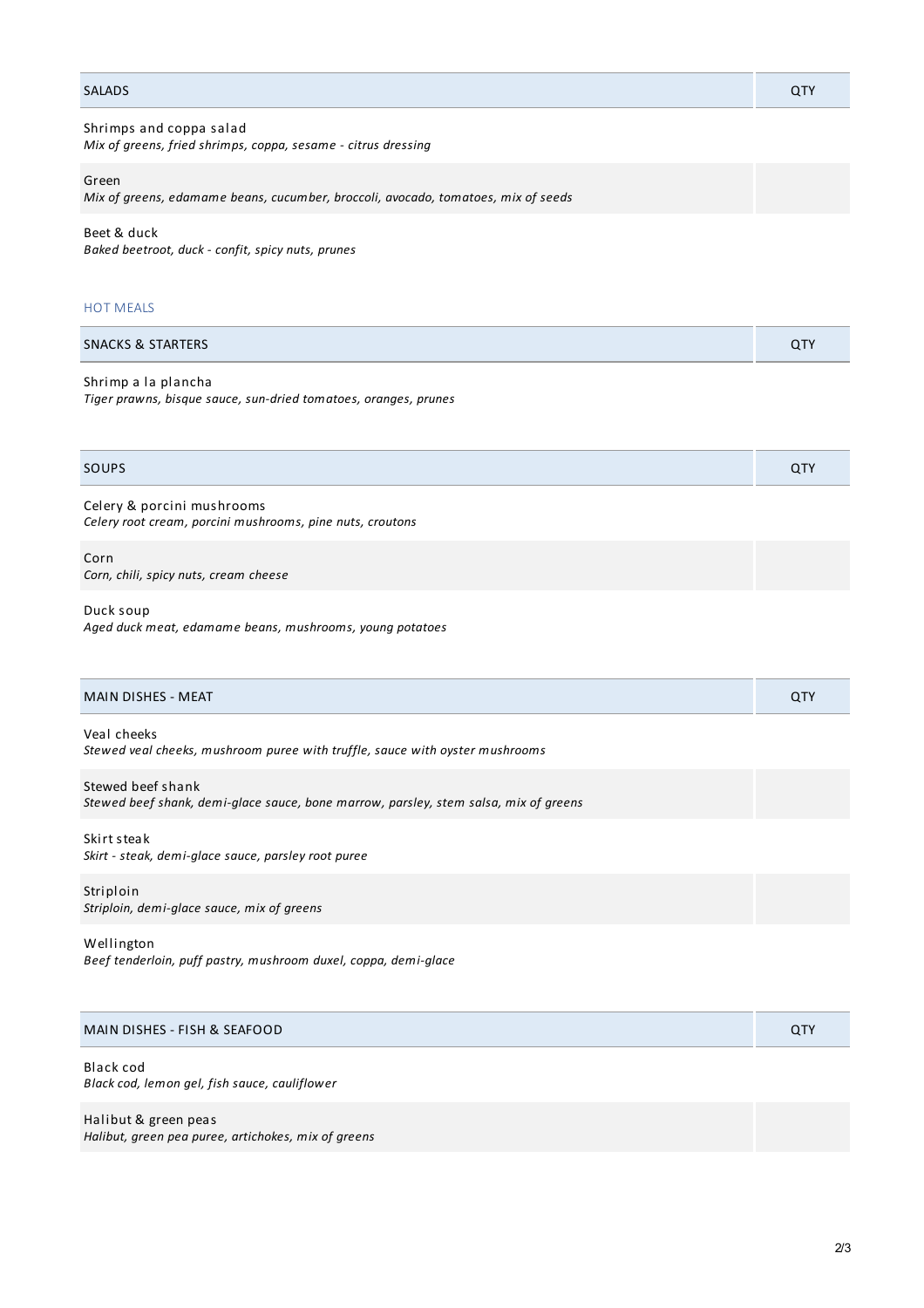| SALADS | QTY |
| --- | --- |
| Shrimps and coppa salad<br>*Mix of greens, fried shrimps, coppa, sesame - citrus dressing* | |
| Green<br>*Mix of greens, edamame beans, cucumber, broccoli, avocado, tomatoes, mix of seeds* | |
| Beet & duck<br>*Baked beetroot, duck - confit, spicy nuts, prunes* | |

## HOT MEALS

| SNACKS & STARTERS | QTY |
| --- | --- |
| Shrimp a la plancha<br>*Tiger prawns, bisque sauce, sun-dried tomatoes, oranges, prunes* | |

| SOUPS | QTY |
| --- | --- |
| Celery & porcini mushrooms<br>*Celery root cream, porcini mushrooms, pine nuts, croutons* | |
| Corn<br>*Corn, chili, spicy nuts, cream cheese* | |
| Duck soup<br>*Aged duck meat, edamame beans, mushrooms, young potatoes* | |

| MAIN DISHES - MEAT | QTY |
| --- | --- |
| Veal cheeks<br>*Stewed veal cheeks, mushroom puree with truffle, sauce with oyster mushrooms* | |
| Stewed beef shank<br>*Stewed beef shank, demi-glace sauce, bone marrow, parsley, stem salsa, mix of greens* | |
| Skirt steak<br>*Skirt - steak, demi-glace sauce, parsley root puree* | |
| Striploin<br>*Striploin, demi-glace sauce, mix of greens* | |
| Wellington<br>*Beef tenderloin, puff pastry, mushroom duxel, coppa, demi-glace* | |

| MAIN DISHES - FISH & SEAFOOD | QTY |
| --- | --- |
| Black cod<br>*Black cod, lemon gel, fish sauce, cauliflower* | |
| Halibut & green peas<br>*Halibut, green pea puree, artichokes, mix of greens* | |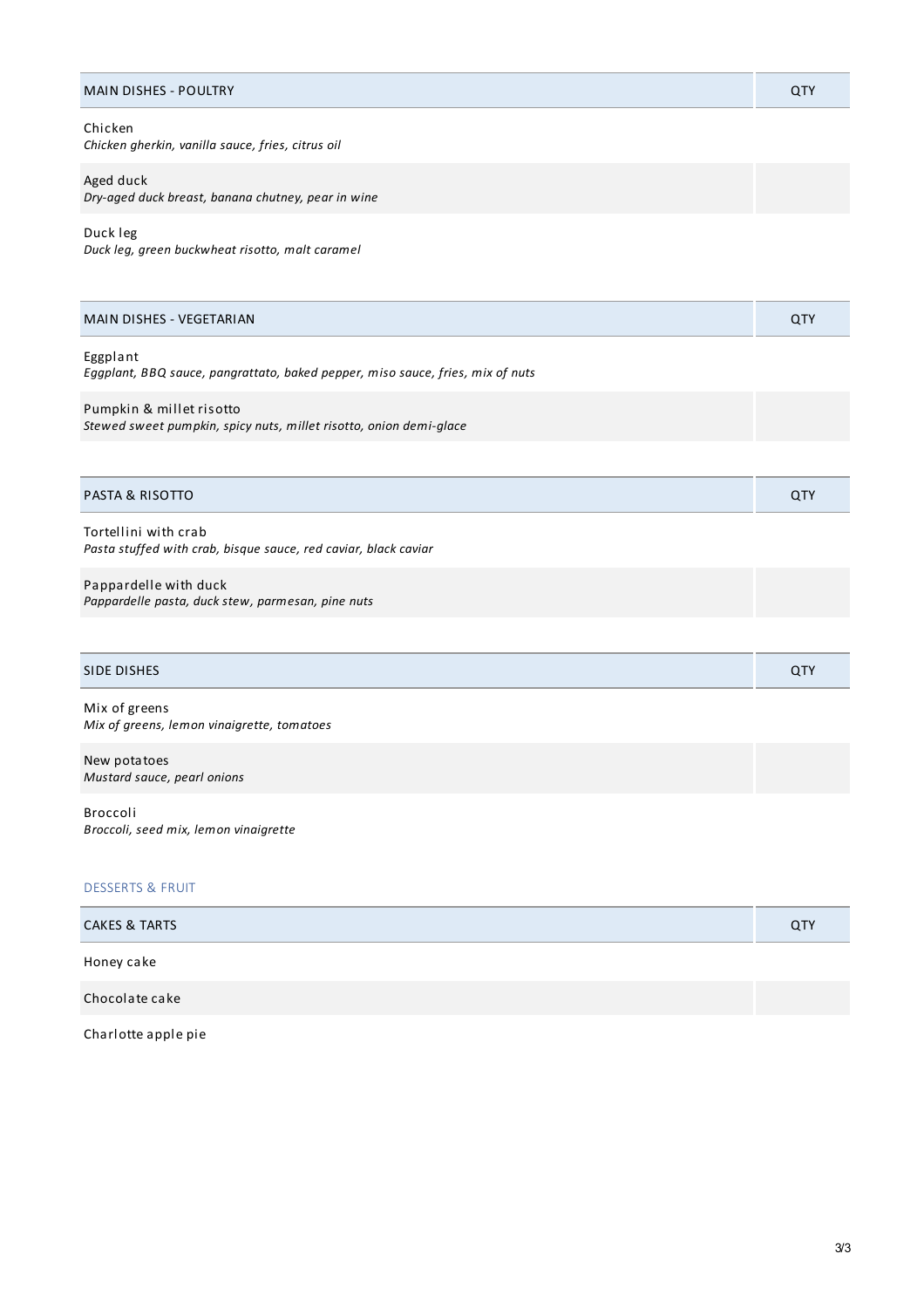| MAIN DISHES - POULTRY | QTY |
| --- | --- |
| Chicken<br>*Chicken gherkin, vanilla sauce, fries, citrus oil* | |
| Aged duck<br>*Dry-aged duck breast, banana chutney, pear in wine* | |
| Duck leg<br>*Duck leg, green buckwheat risotto, malt caramel* | |

| MAIN DISHES - VEGETARIAN | QTY |
| --- | --- |
| Eggplant<br>*Eggplant, BBQ sauce, pangrattato, baked pepper, miso sauce, fries, mix of nuts* | |
| Pumpkin & millet risotto<br>*Stewed sweet pumpkin, spicy nuts, millet risotto, onion demi-glace* | |

| PASTA & RISOTTO | QTY |
| --- | --- |
| Tortellini with crab<br>*Pasta stuffed with crab, bisque sauce, red caviar, black caviar* | |
| Pappardelle with duck<br>*Pappardelle pasta, duck stew, parmesan, pine nuts* | |

| SIDE DISHES | QTY |
| --- | --- |
| Mix of greens<br>*Mix of greens, lemon vinaigrette, tomatoes* | |
| New potatoes<br>*Mustard sauce, pearl onions* | |
| Broccoli<br>*Broccoli, seed mix, lemon vinaigrette* | |

## DESSERTS & FRUIT

| CAKES & TARTS | QTY |
| --- | --- |
| Honey cake | |
| Chocolate cake | |
| Charlotte apple pie | |